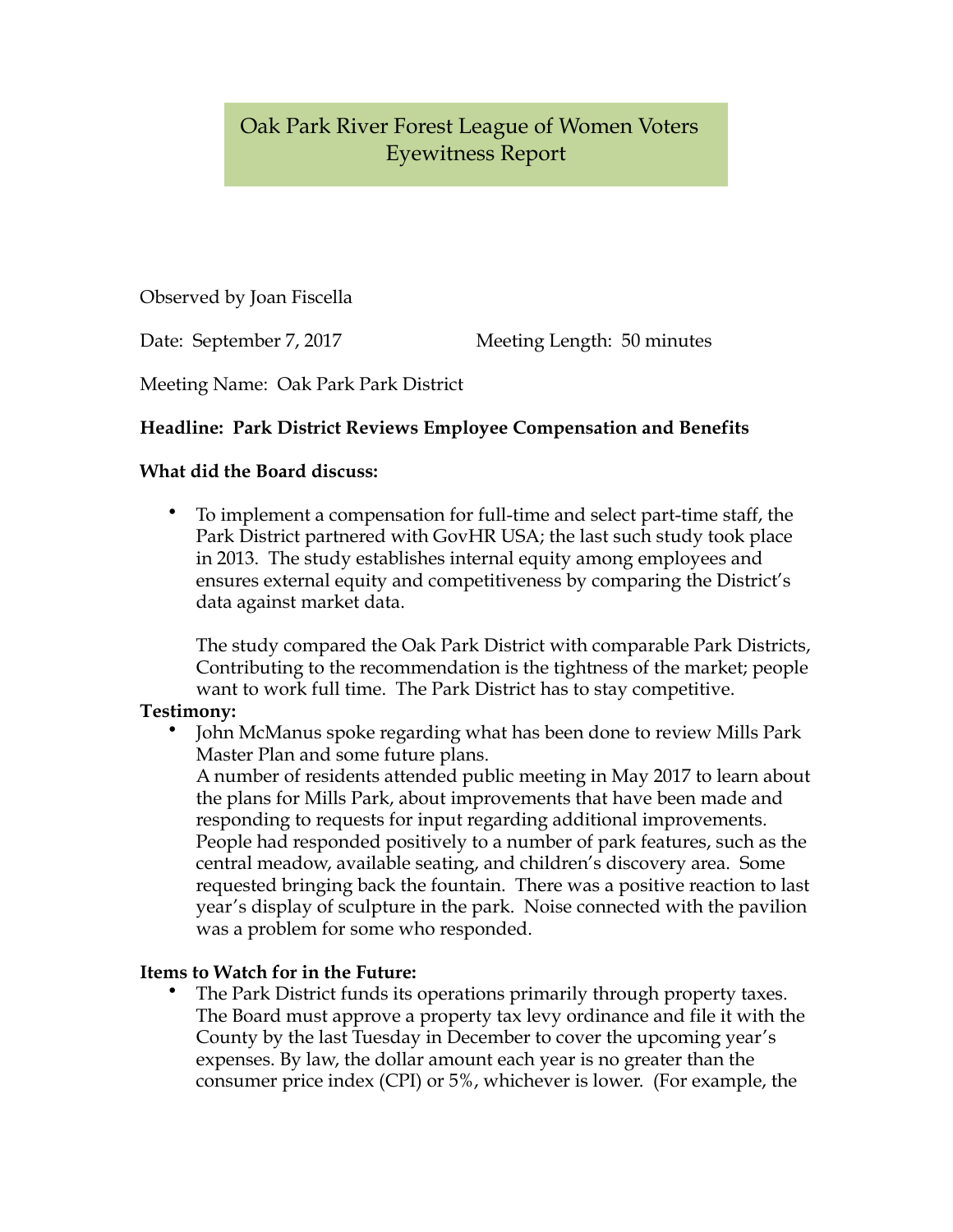# Oak Park River Forest League of Women Voters
# Eyewitness Report

Observed by Joan Fiscella

Date: September 7, 2017 Meeting Length: 50 minutes

Meeting Name: Oak Park Park District

**Headline: Park District Reviews Employee Compensation and Benefits**

**What did the Board discuss:**

- To implement a compensation for full-time and select part-time staff, the Park District partnered with GovHR USA; the last such study took place in 2013. The study establishes internal equity among employees and ensures external equity and competitiveness by comparing the District's data against market data.

  The study compared the Oak Park District with comparable Park Districts, Contributing to the recommendation is the tightness of the market; people want to work full time. The Park District has to stay competitive.

**Testimony:**

- John McManus spoke regarding what has been done to review Mills Park Master Plan and some future plans.
  A number of residents attended public meeting in May 2017 to learn about the plans for Mills Park, about improvements that have been made and responding to requests for input regarding additional improvements. People had responded positively to a number of park features, such as the central meadow, available seating, and children's discovery area. Some requested bringing back the fountain. There was a positive reaction to last year's display of sculpture in the park. Noise connected with the pavilion was a problem for some who responded.

**Items to Watch for in the Future:**

- The Park District funds its operations primarily through property taxes. The Board must approve a property tax levy ordinance and file it with the County by the last Tuesday in December to cover the upcoming year's expenses. By law, the dollar amount each year is no greater than the consumer price index (CPI) or 5%, whichever is lower. (For example, the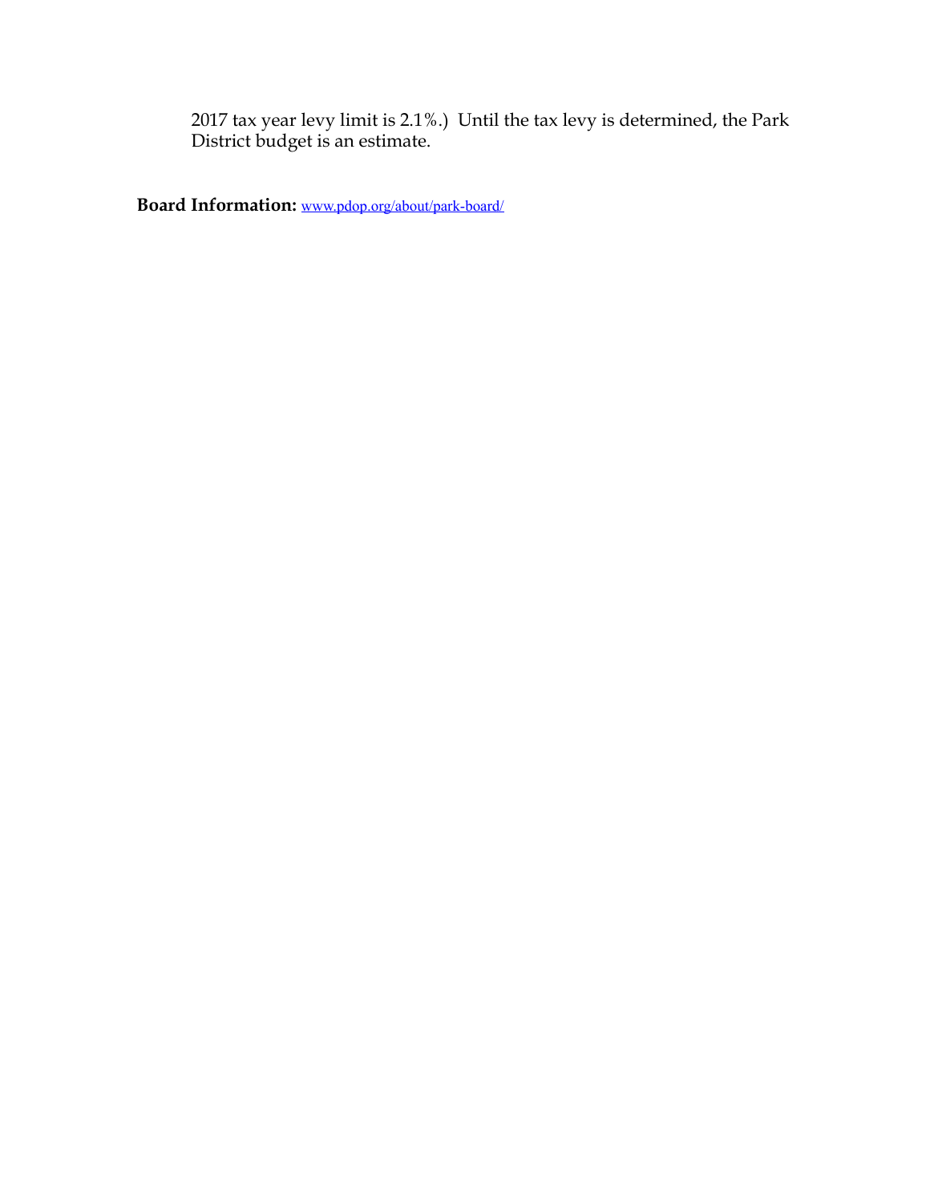2017 tax year levy limit is 2.1%.) Until the tax levy is determined, the Park District budget is an estimate.

**Board Information:** www.pdop.org/about/park-board/